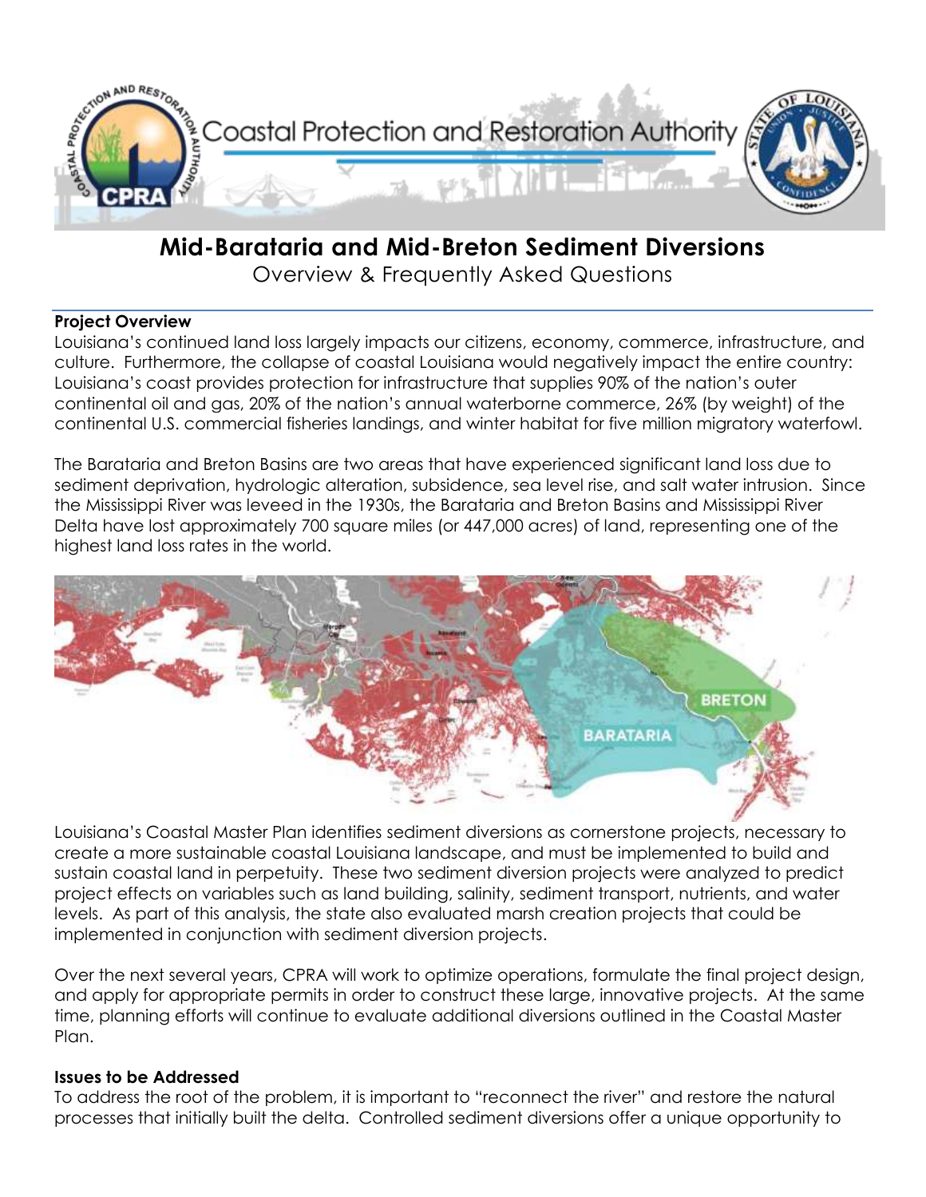# Mid-Barataria and Mid-Breton Sediment Diversions

Overview & Frequently Asked Questions

### Project Overview

Louisiana's continued land loss largely impacts our citizens, economy, commerce, infrastructure, and culture. Furthermore, the collapse of coastal Louisiana would negatively impact the entire country: Louisiana's coast provides protection for infrastructure that supplies 90% of the nation's outer continental oil and gas, 20% of the nation's annual waterborne commerce, 26% (by weight) of the continental U.S. commercial fisheries landings, and winter habitat for five million migratory waterfowl.

The Barataria and Breton Basins are two areas that have experienced significant land loss due to sediment deprivation, hydrologic alteration, subsidence, sea level rise, and salt water intrusion. Since the Mississippi River was leveed in the 1930s, the Barataria and Breton Basins and Mississippi River Delta have lost approximately 700 square miles (or 447,000 acres) of land, representing one of the highest land loss rates in the world.

Louisiana's Coastal Master Plan identifies sediment diversions as cornerstone projects, necessary to create a more sustainable coastal Louisiana landscape, and must be implemented to build and sustain coastal land in perpetuity. These two sediment diversion projects were analyzed to predict project effects on variables such as land building, salinity, sediment transport, nutrients, and water levels. As part of this analysis, the state also evaluated marsh creation projects that could be implemented in conjunction with sediment diversion projects.

Over the next several years, CPRA will work to optimize operations, formulate the final project design, and apply for appropriate permits in order to construct these large, innovative projects. At the same time, planning efforts will continue to evaluate additional diversions outlined in the Coastal Master Plan.

### Issues to be Addressed

To address the root of the problem, it is important to "reconnect the river" and restore the natural processes that initially built the delta. Controlled sediment diversions offer a unique opportunity to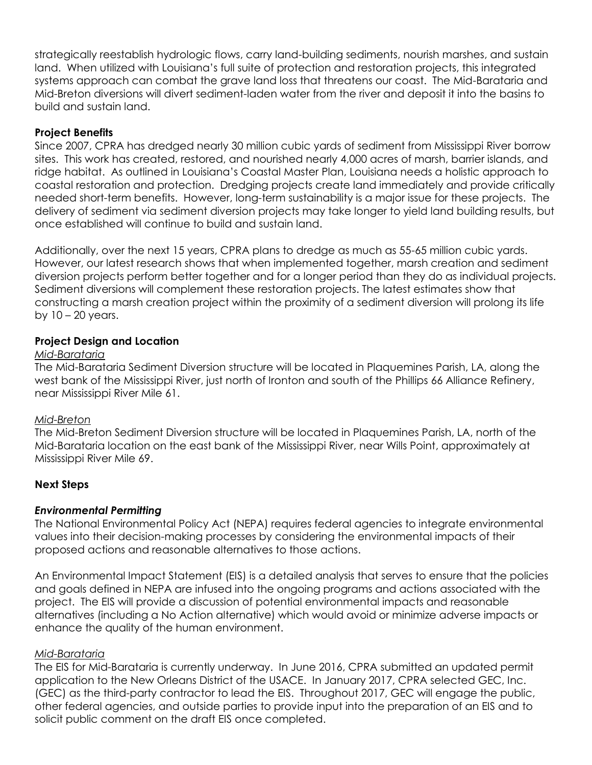strategically reestablish hydrologic flows, carry land-building sediments, nourish marshes, and sustain land. When utilized with Louisiana's full suite of protection and restoration projects, this integrated systems approach can combat the grave land loss that threatens our coast. The Mid-Barataria and Mid-Breton diversions will divert sediment-laden water from the river and deposit it into the basins to build and sustain land.

**Project Benefits**

Since 2007, CPRA has dredged nearly 30 million cubic yards of sediment from Mississippi River borrow sites. This work has created, restored, and nourished nearly 4,000 acres of marsh, barrier islands, and ridge habitat. As outlined in Louisiana's Coastal Master Plan, Louisiana needs a holistic approach to coastal restoration and protection. Dredging projects create land immediately and provide critically needed short-term benefits. However, long-term sustainability is a major issue for these projects. The delivery of sediment via sediment diversion projects may take longer to yield land building results, but once established will continue to build and sustain land.

Additionally, over the next 15 years, CPRA plans to dredge as much as 55-65 million cubic yards. However, our latest research shows that when implemented together, marsh creation and sediment diversion projects perform better together and for a longer period than they do as individual projects. Sediment diversions will complement these restoration projects. The latest estimates show that constructing a marsh creation project within the proximity of a sediment diversion will prolong its life by 10 – 20 years.

**Project Design and Location**

*Mid-Barataria*

The Mid-Barataria Sediment Diversion structure will be located in Plaquemines Parish, LA, along the west bank of the Mississippi River, just north of Ironton and south of the Phillips 66 Alliance Refinery, near Mississippi River Mile 61.

*Mid-Breton*

The Mid-Breton Sediment Diversion structure will be located in Plaquemines Parish, LA, north of the Mid-Barataria location on the east bank of the Mississippi River, near Wills Point, approximately at Mississippi River Mile 69.

**Next Steps**

***Environmental Permitting***

The National Environmental Policy Act (NEPA) requires federal agencies to integrate environmental values into their decision-making processes by considering the environmental impacts of their proposed actions and reasonable alternatives to those actions.

An Environmental Impact Statement (EIS) is a detailed analysis that serves to ensure that the policies and goals defined in NEPA are infused into the ongoing programs and actions associated with the project. The EIS will provide a discussion of potential environmental impacts and reasonable alternatives (including a No Action alternative) which would avoid or minimize adverse impacts or enhance the quality of the human environment.

*Mid-Barataria*

The EIS for Mid-Barataria is currently underway. In June 2016, CPRA submitted an updated permit application to the New Orleans District of the USACE. In January 2017, CPRA selected GEC, Inc. (GEC) as the third-party contractor to lead the EIS. Throughout 2017, GEC will engage the public, other federal agencies, and outside parties to provide input into the preparation of an EIS and to solicit public comment on the draft EIS once completed.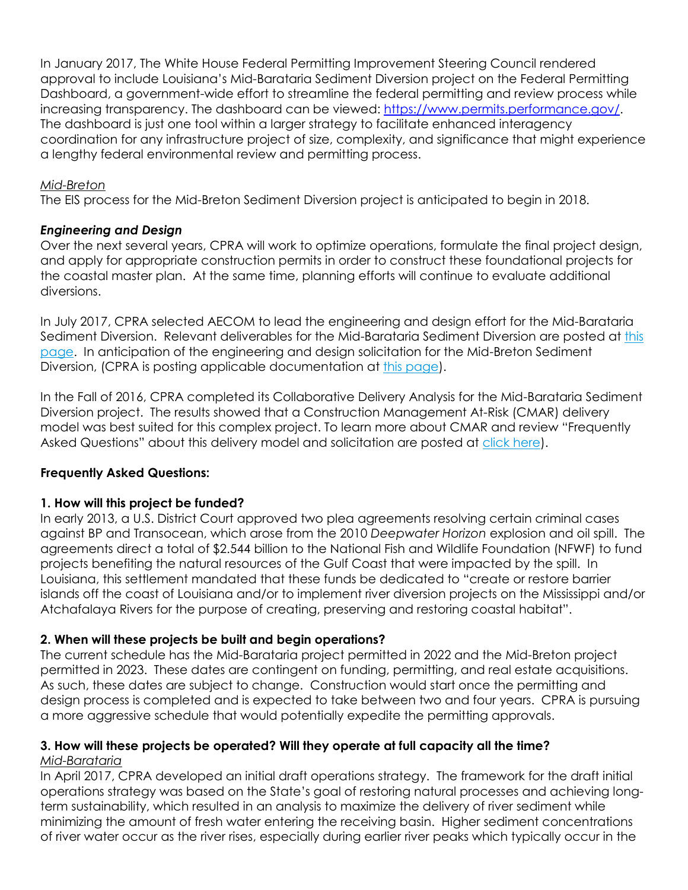In January 2017, The White House Federal Permitting Improvement Steering Council rendered approval to include Louisiana's Mid-Barataria Sediment Diversion project on the Federal Permitting Dashboard, a government-wide effort to streamline the federal permitting and review process while increasing transparency. The dashboard can be viewed: [https://www.permits.performance.gov/](https://www.permits.performance.gov/). The dashboard is just one tool within a larger strategy to facilitate enhanced interagency coordination for any infrastructure project of size, complexity, and significance that might experience a lengthy federal environmental review and permitting process.

*Mid-Breton*

The EIS process for the Mid-Breton Sediment Diversion project is anticipated to begin in 2018.

***Engineering and Design***

Over the next several years, CPRA will work to optimize operations, formulate the final project design, and apply for appropriate construction permits in order to construct these foundational projects for the coastal master plan. At the same time, planning efforts will continue to evaluate additional diversions.

In July 2017, CPRA selected AECOM to lead the engineering and design effort for the Mid-Barataria Sediment Diversion. Relevant deliverables for the Mid-Barataria Sediment Diversion are posted at this page. In anticipation of the engineering and design solicitation for the Mid-Breton Sediment Diversion, (CPRA is posting applicable documentation at this page).

In the Fall of 2016, CPRA completed its Collaborative Delivery Analysis for the Mid-Barataria Sediment Diversion project. The results showed that a Construction Management At-Risk (CMAR) delivery model was best suited for this complex project. To learn more about CMAR and review "Frequently Asked Questions" about this delivery model and solicitation are posted at click here).

**Frequently Asked Questions:**

**1. How will this project be funded?**

In early 2013, a U.S. District Court approved two plea agreements resolving certain criminal cases against BP and Transocean, which arose from the 2010 *Deepwater Horizon* explosion and oil spill. The agreements direct a total of $2.544 billion to the National Fish and Wildlife Foundation (NFWF) to fund projects benefiting the natural resources of the Gulf Coast that were impacted by the spill. In Louisiana, this settlement mandated that these funds be dedicated to "create or restore barrier islands off the coast of Louisiana and/or to implement river diversion projects on the Mississippi and/or Atchafalaya Rivers for the purpose of creating, preserving and restoring coastal habitat".

**2. When will these projects be built and begin operations?**

The current schedule has the Mid-Barataria project permitted in 2022 and the Mid-Breton project permitted in 2023. These dates are contingent on funding, permitting, and real estate acquisitions. As such, these dates are subject to change. Construction would start once the permitting and design process is completed and is expected to take between two and four years. CPRA is pursuing a more aggressive schedule that would potentially expedite the permitting approvals.

**3. How will these projects be operated? Will they operate at full capacity all the time?**

*Mid-Barataria*

In April 2017, CPRA developed an initial draft operations strategy. The framework for the draft initial operations strategy was based on the State's goal of restoring natural processes and achieving long-term sustainability, which resulted in an analysis to maximize the delivery of river sediment while minimizing the amount of fresh water entering the receiving basin. Higher sediment concentrations of river water occur as the river rises, especially during earlier river peaks which typically occur in the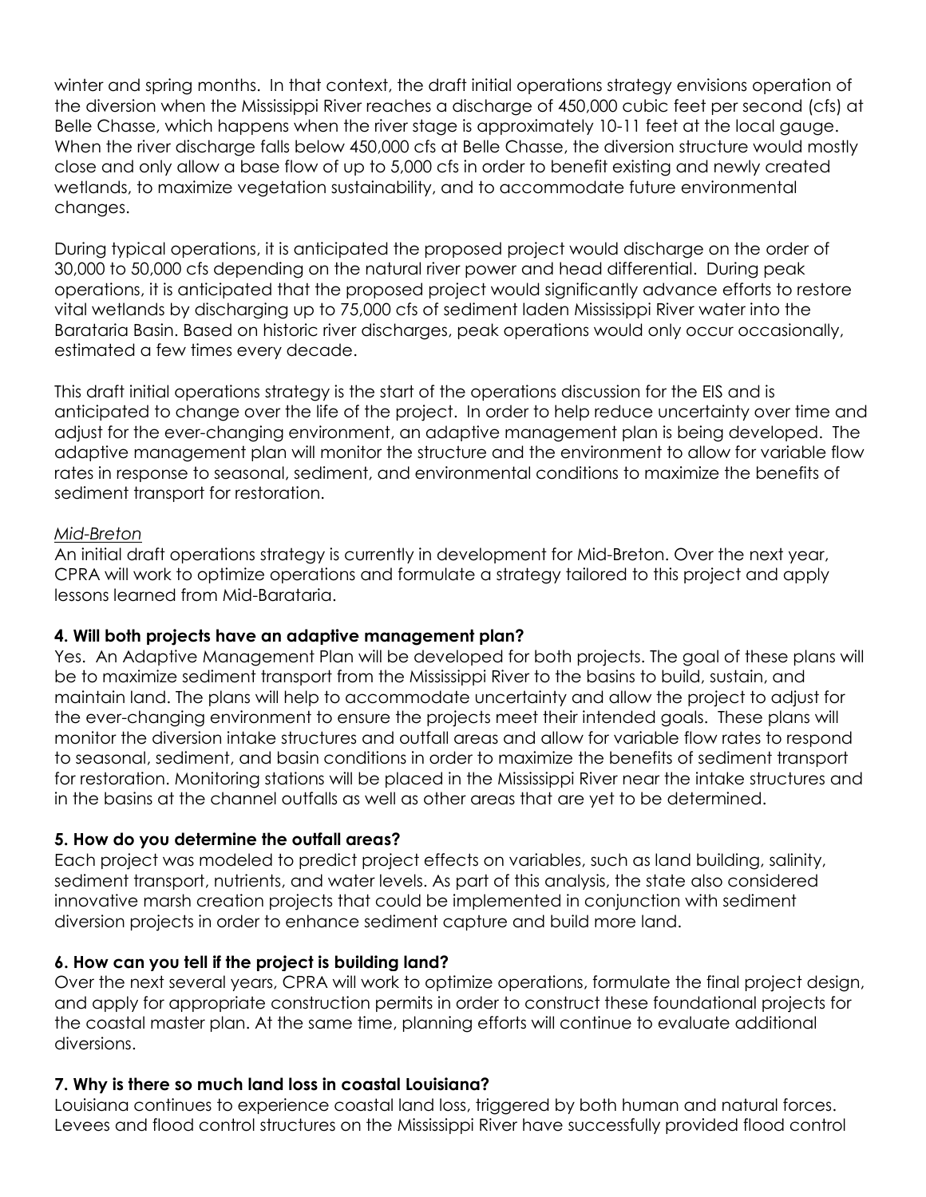winter and spring months. In that context, the draft initial operations strategy envisions operation of the diversion when the Mississippi River reaches a discharge of 450,000 cubic feet per second (cfs) at Belle Chasse, which happens when the river stage is approximately 10-11 feet at the local gauge. When the river discharge falls below 450,000 cfs at Belle Chasse, the diversion structure would mostly close and only allow a base flow of up to 5,000 cfs in order to benefit existing and newly created wetlands, to maximize vegetation sustainability, and to accommodate future environmental changes.

During typical operations, it is anticipated the proposed project would discharge on the order of 30,000 to 50,000 cfs depending on the natural river power and head differential. During peak operations, it is anticipated that the proposed project would significantly advance efforts to restore vital wetlands by discharging up to 75,000 cfs of sediment laden Mississippi River water into the Barataria Basin. Based on historic river discharges, peak operations would only occur occasionally, estimated a few times every decade.

This draft initial operations strategy is the start of the operations discussion for the EIS and is anticipated to change over the life of the project. In order to help reduce uncertainty over time and adjust for the ever-changing environment, an adaptive management plan is being developed. The adaptive management plan will monitor the structure and the environment to allow for variable flow rates in response to seasonal, sediment, and environmental conditions to maximize the benefits of sediment transport for restoration.

*Mid-Breton*

An initial draft operations strategy is currently in development for Mid-Breton. Over the next year, CPRA will work to optimize operations and formulate a strategy tailored to this project and apply lessons learned from Mid-Barataria.

**4. Will both projects have an adaptive management plan?**

Yes. An Adaptive Management Plan will be developed for both projects. The goal of these plans will be to maximize sediment transport from the Mississippi River to the basins to build, sustain, and maintain land. The plans will help to accommodate uncertainty and allow the project to adjust for the ever-changing environment to ensure the projects meet their intended goals. These plans will monitor the diversion intake structures and outfall areas and allow for variable flow rates to respond to seasonal, sediment, and basin conditions in order to maximize the benefits of sediment transport for restoration. Monitoring stations will be placed in the Mississippi River near the intake structures and in the basins at the channel outfalls as well as other areas that are yet to be determined.

**5. How do you determine the outfall areas?**

Each project was modeled to predict project effects on variables, such as land building, salinity, sediment transport, nutrients, and water levels. As part of this analysis, the state also considered innovative marsh creation projects that could be implemented in conjunction with sediment diversion projects in order to enhance sediment capture and build more land.

**6. How can you tell if the project is building land?**

Over the next several years, CPRA will work to optimize operations, formulate the final project design, and apply for appropriate construction permits in order to construct these foundational projects for the coastal master plan. At the same time, planning efforts will continue to evaluate additional diversions.

**7. Why is there so much land loss in coastal Louisiana?**

Louisiana continues to experience coastal land loss, triggered by both human and natural forces. Levees and flood control structures on the Mississippi River have successfully provided flood control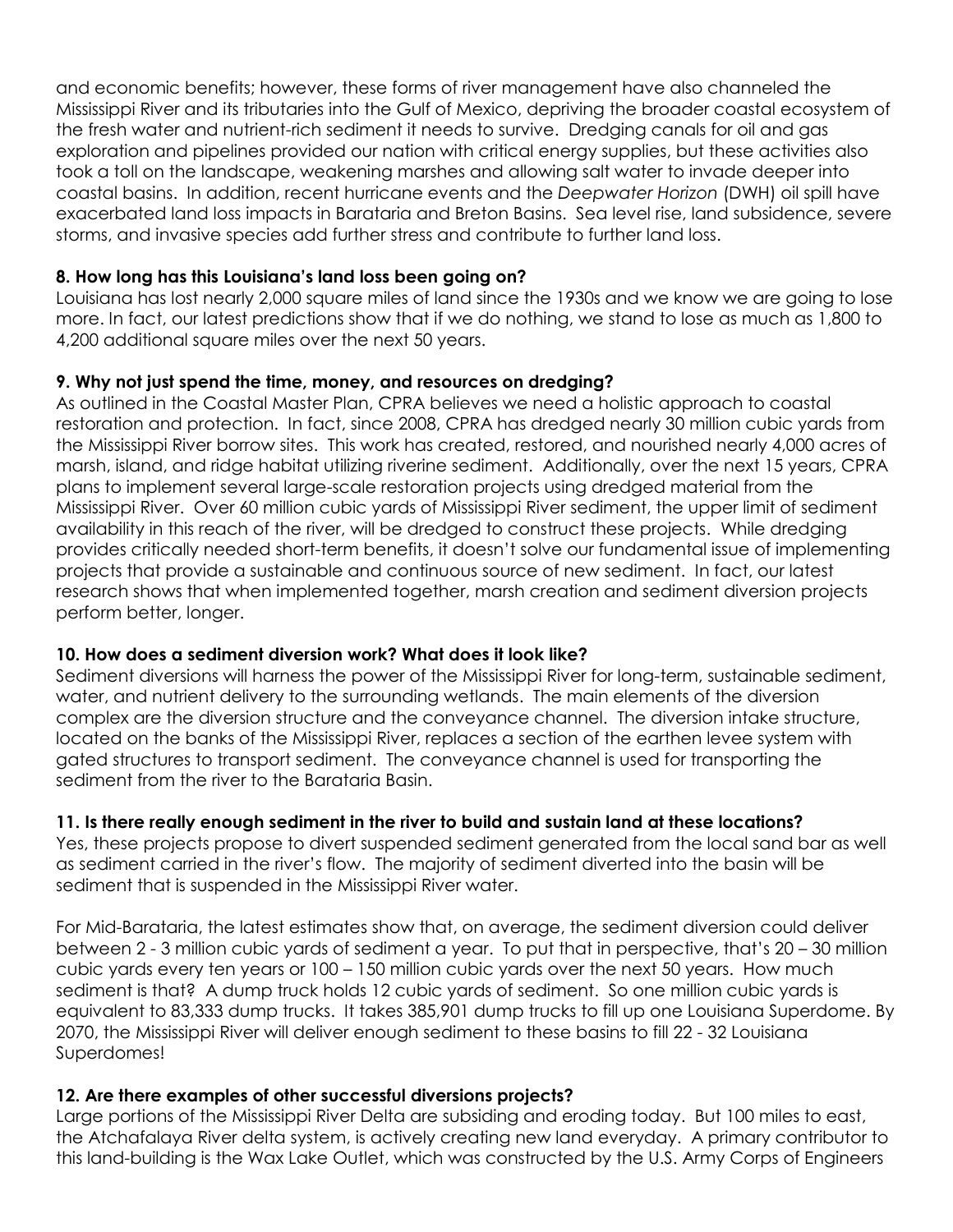and economic benefits; however, these forms of river management have also channeled the Mississippi River and its tributaries into the Gulf of Mexico, depriving the broader coastal ecosystem of the fresh water and nutrient-rich sediment it needs to survive. Dredging canals for oil and gas exploration and pipelines provided our nation with critical energy supplies, but these activities also took a toll on the landscape, weakening marshes and allowing salt water to invade deeper into coastal basins. In addition, recent hurricane events and the *Deepwater Horizon* (DWH) oil spill have exacerbated land loss impacts in Barataria and Breton Basins. Sea level rise, land subsidence, severe storms, and invasive species add further stress and contribute to further land loss.

**8. How long has this Louisiana's land loss been going on?**

Louisiana has lost nearly 2,000 square miles of land since the 1930s and we know we are going to lose more. In fact, our latest predictions show that if we do nothing, we stand to lose as much as 1,800 to 4,200 additional square miles over the next 50 years.

**9. Why not just spend the time, money, and resources on dredging?**

As outlined in the Coastal Master Plan, CPRA believes we need a holistic approach to coastal restoration and protection. In fact, since 2008, CPRA has dredged nearly 30 million cubic yards from the Mississippi River borrow sites. This work has created, restored, and nourished nearly 4,000 acres of marsh, island, and ridge habitat utilizing riverine sediment. Additionally, over the next 15 years, CPRA plans to implement several large-scale restoration projects using dredged material from the Mississippi River. Over 60 million cubic yards of Mississippi River sediment, the upper limit of sediment availability in this reach of the river, will be dredged to construct these projects. While dredging provides critically needed short-term benefits, it doesn't solve our fundamental issue of implementing projects that provide a sustainable and continuous source of new sediment. In fact, our latest research shows that when implemented together, marsh creation and sediment diversion projects perform better, longer.

**10. How does a sediment diversion work? What does it look like?**

Sediment diversions will harness the power of the Mississippi River for long-term, sustainable sediment, water, and nutrient delivery to the surrounding wetlands. The main elements of the diversion complex are the diversion structure and the conveyance channel. The diversion intake structure, located on the banks of the Mississippi River, replaces a section of the earthen levee system with gated structures to transport sediment. The conveyance channel is used for transporting the sediment from the river to the Barataria Basin.

**11. Is there really enough sediment in the river to build and sustain land at these locations?**

Yes, these projects propose to divert suspended sediment generated from the local sand bar as well as sediment carried in the river's flow. The majority of sediment diverted into the basin will be sediment that is suspended in the Mississippi River water.

For Mid-Barataria, the latest estimates show that, on average, the sediment diversion could deliver between 2 - 3 million cubic yards of sediment a year. To put that in perspective, that's 20 – 30 million cubic yards every ten years or 100 – 150 million cubic yards over the next 50 years. How much sediment is that? A dump truck holds 12 cubic yards of sediment. So one million cubic yards is equivalent to 83,333 dump trucks. It takes 385,901 dump trucks to fill up one Louisiana Superdome. By 2070, the Mississippi River will deliver enough sediment to these basins to fill 22 - 32 Louisiana Superdomes!

**12. Are there examples of other successful diversions projects?**

Large portions of the Mississippi River Delta are subsiding and eroding today. But 100 miles to east, the Atchafalaya River delta system, is actively creating new land everyday. A primary contributor to this land-building is the Wax Lake Outlet, which was constructed by the U.S. Army Corps of Engineers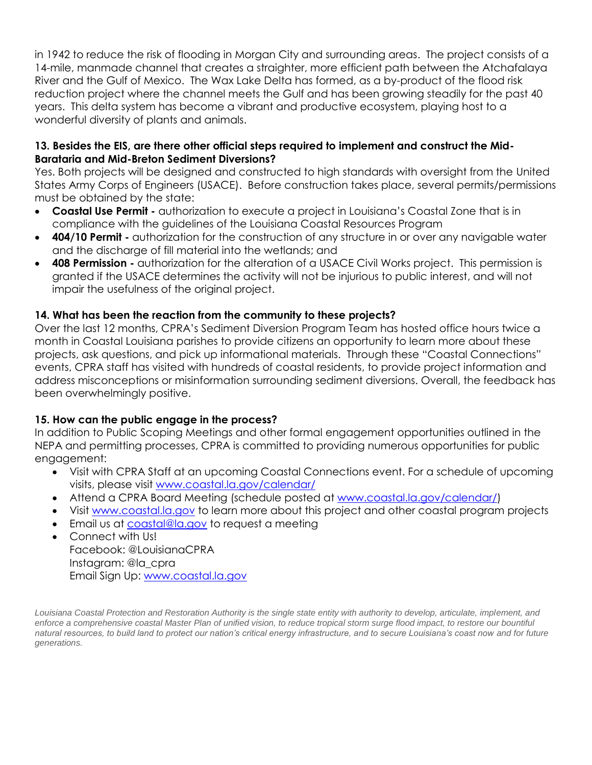in 1942 to reduce the risk of flooding in Morgan City and surrounding areas. The project consists of a 14-mile, manmade channel that creates a straighter, more efficient path between the Atchafalaya River and the Gulf of Mexico. The Wax Lake Delta has formed, as a by-product of the flood risk reduction project where the channel meets the Gulf and has been growing steadily for the past 40 years. This delta system has become a vibrant and productive ecosystem, playing host to a wonderful diversity of plants and animals.

**13. Besides the EIS, are there other official steps required to implement and construct the Mid-Barataria and Mid-Breton Sediment Diversions?**

Yes. Both projects will be designed and constructed to high standards with oversight from the United States Army Corps of Engineers (USACE). Before construction takes place, several permits/permissions must be obtained by the state:

- **Coastal Use Permit -** authorization to execute a project in Louisiana's Coastal Zone that is in compliance with the guidelines of the Louisiana Coastal Resources Program
- **404/10 Permit -** authorization for the construction of any structure in or over any navigable water and the discharge of fill material into the wetlands; and
- **408 Permission -** authorization for the alteration of a USACE Civil Works project. This permission is granted if the USACE determines the activity will not be injurious to public interest, and will not impair the usefulness of the original project.

**14. What has been the reaction from the community to these projects?**

Over the last 12 months, CPRA's Sediment Diversion Program Team has hosted office hours twice a month in Coastal Louisiana parishes to provide citizens an opportunity to learn more about these projects, ask questions, and pick up informational materials. Through these "Coastal Connections" events, CPRA staff has visited with hundreds of coastal residents, to provide project information and address misconceptions or misinformation surrounding sediment diversions. Overall, the feedback has been overwhelmingly positive.

**15. How can the public engage in the process?**

In addition to Public Scoping Meetings and other formal engagement opportunities outlined in the NEPA and permitting processes, CPRA is committed to providing numerous opportunities for public engagement:

- Visit with CPRA Staff at an upcoming Coastal Connections event. For a schedule of upcoming visits, please visit www.coastal.la.gov/calendar/
- Attend a CPRA Board Meeting (schedule posted at www.coastal.la.gov/calendar/)
- Visit www.coastal.la.gov to learn more about this project and other coastal program projects
- Email us at coastal@la.gov to request a meeting
- Connect with Us!
  Facebook: @LouisianaCPRA
  Instagram: @la_cpra
  Email Sign Up: www.coastal.la.gov

*Louisiana Coastal Protection and Restoration Authority is the single state entity with authority to develop, articulate, implement, and enforce a comprehensive coastal Master Plan of unified vision, to reduce tropical storm surge flood impact, to restore our bountiful natural resources, to build land to protect our nation's critical energy infrastructure, and to secure Louisiana's coast now and for future generations.*